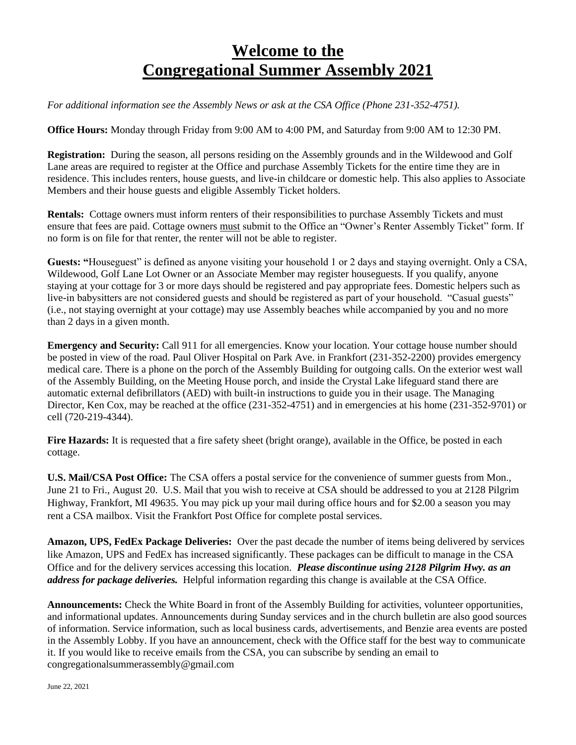# Welcome to the Congregational Summer Assembly 2021

*For additional information see the Assembly News or ask at the CSA Office (Phone 231-352-4751).*

**Office Hours:** Monday through Friday from 9:00 AM to 4:00 PM, and Saturday from 9:00 AM to 12:30 PM.

**Registration:** During the season, all persons residing on the Assembly grounds and in the Wildewood and Golf Lane areas are required to register at the Office and purchase Assembly Tickets for the entire time they are in residence. This includes renters, house guests, and live-in childcare or domestic help. This also applies to Associate Members and their house guests and eligible Assembly Ticket holders.

**Rentals:** Cottage owners must inform renters of their responsibilities to purchase Assembly Tickets and must ensure that fees are paid. Cottage owners must submit to the Office an "Owner's Renter Assembly Ticket" form. If no form is on file for that renter, the renter will not be able to register.

**Guests:** "Houseguest" is defined as anyone visiting your household 1 or 2 days and staying overnight. Only a CSA, Wildewood, Golf Lane Lot Owner or an Associate Member may register houseguests. If you qualify, anyone staying at your cottage for 3 or more days should be registered and pay appropriate fees. Domestic helpers such as live-in babysitters are not considered guests and should be registered as part of your household. "Casual guests" (i.e., not staying overnight at your cottage) may use Assembly beaches while accompanied by you and no more than 2 days in a given month.

**Emergency and Security:** Call 911 for all emergencies. Know your location. Your cottage house number should be posted in view of the road. Paul Oliver Hospital on Park Ave. in Frankfort (231-352-2200) provides emergency medical care. There is a phone on the porch of the Assembly Building for outgoing calls. On the exterior west wall of the Assembly Building, on the Meeting House porch, and inside the Crystal Lake lifeguard stand there are automatic external defibrillators (AED) with built-in instructions to guide you in their usage. The Managing Director, Ken Cox, may be reached at the office (231-352-4751) and in emergencies at his home (231-352-9701) or cell (720-219-4344).

**Fire Hazards:** It is requested that a fire safety sheet (bright orange), available in the Office, be posted in each cottage.

**U.S. Mail/CSA Post Office:** The CSA offers a postal service for the convenience of summer guests from Mon., June 21 to Fri., August 20. U.S. Mail that you wish to receive at CSA should be addressed to you at 2128 Pilgrim Highway, Frankfort, MI 49635. You may pick up your mail during office hours and for $2.00 a season you may rent a CSA mailbox. Visit the Frankfort Post Office for complete postal services.

**Amazon, UPS, FedEx Package Deliveries:** Over the past decade the number of items being delivered by services like Amazon, UPS and FedEx has increased significantly. These packages can be difficult to manage in the CSA Office and for the delivery services accessing this location. ***Please discontinue using 2128 Pilgrim Hwy. as an address for package deliveries.*** Helpful information regarding this change is available at the CSA Office.

**Announcements:** Check the White Board in front of the Assembly Building for activities, volunteer opportunities, and informational updates. Announcements during Sunday services and in the church bulletin are also good sources of information. Service information, such as local business cards, advertisements, and Benzie area events are posted in the Assembly Lobby. If you have an announcement, check with the Office staff for the best way to communicate it. If you would like to receive emails from the CSA, you can subscribe by sending an email to congregationalsummerassembly@gmail.com

June 22, 2021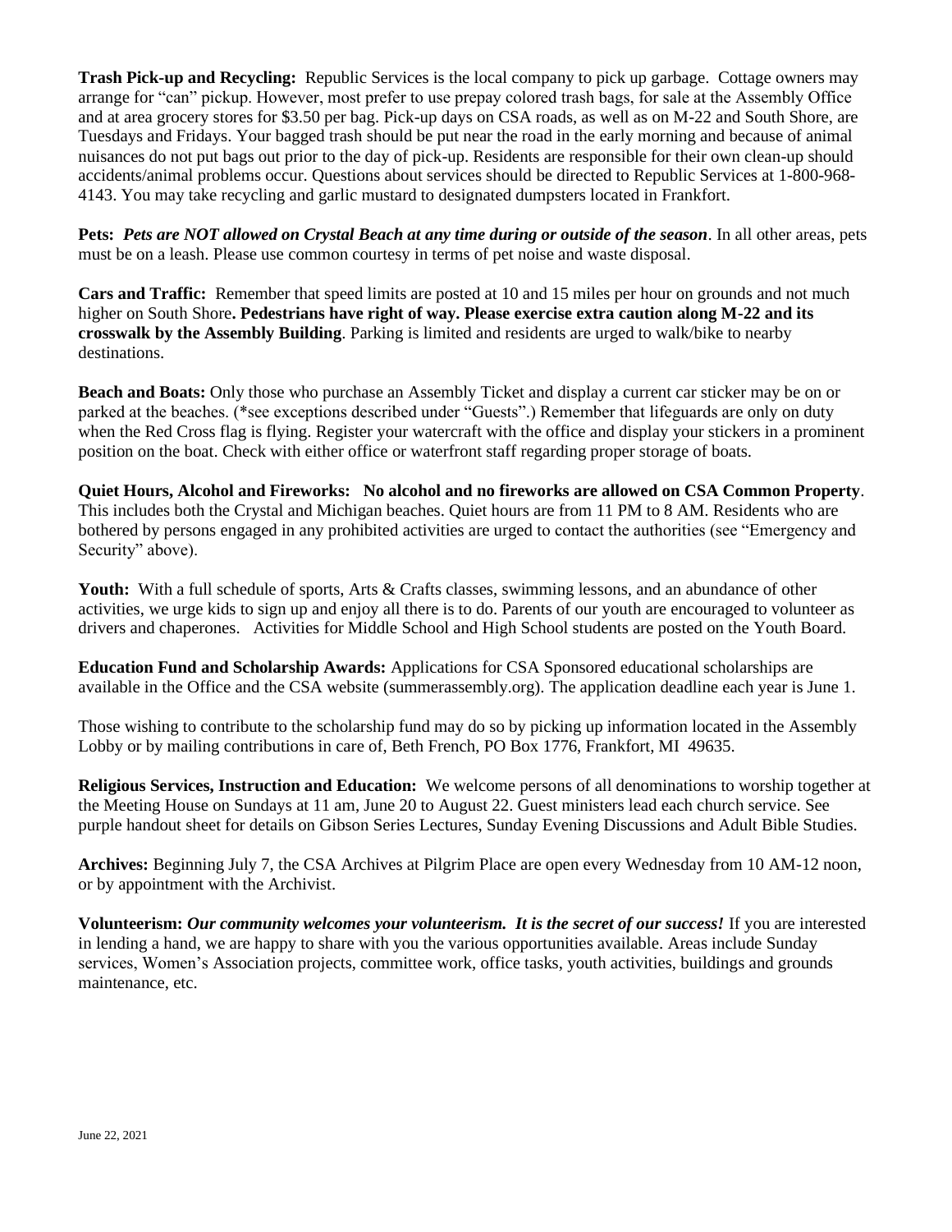**Trash Pick-up and Recycling:** Republic Services is the local company to pick up garbage. Cottage owners may arrange for "can" pickup. However, most prefer to use prepay colored trash bags, for sale at the Assembly Office and at area grocery stores for $3.50 per bag. Pick-up days on CSA roads, as well as on M-22 and South Shore, are Tuesdays and Fridays. Your bagged trash should be put near the road in the early morning and because of animal nuisances do not put bags out prior to the day of pick-up. Residents are responsible for their own clean-up should accidents/animal problems occur. Questions about services should be directed to Republic Services at 1-800-968-4143. You may take recycling and garlic mustard to designated dumpsters located in Frankfort.

**Pets:** ***Pets are NOT allowed on Crystal Beach at any time during or outside of the season***. In all other areas, pets must be on a leash. Please use common courtesy in terms of pet noise and waste disposal.

**Cars and Traffic:** Remember that speed limits are posted at 10 and 15 miles per hour on grounds and not much higher on South Shore**. Pedestrians have right of way. Please exercise extra caution along M-22 and its crosswalk by the Assembly Building**. Parking is limited and residents are urged to walk/bike to nearby destinations.

**Beach and Boats:** Only those who purchase an Assembly Ticket and display a current car sticker may be on or parked at the beaches. (*see exceptions described under "Guests".) Remember that lifeguards are only on duty when the Red Cross flag is flying. Register your watercraft with the office and display your stickers in a prominent position on the boat. Check with either office or waterfront staff regarding proper storage of boats.

**Quiet Hours, Alcohol and Fireworks: No alcohol and no fireworks are allowed on CSA Common Property**. This includes both the Crystal and Michigan beaches. Quiet hours are from 11 PM to 8 AM. Residents who are bothered by persons engaged in any prohibited activities are urged to contact the authorities (see "Emergency and Security" above).

**Youth:** With a full schedule of sports, Arts & Crafts classes, swimming lessons, and an abundance of other activities, we urge kids to sign up and enjoy all there is to do. Parents of our youth are encouraged to volunteer as drivers and chaperones. Activities for Middle School and High School students are posted on the Youth Board.

**Education Fund and Scholarship Awards:** Applications for CSA Sponsored educational scholarships are available in the Office and the CSA website (summerassembly.org). The application deadline each year is June 1.

Those wishing to contribute to the scholarship fund may do so by picking up information located in the Assembly Lobby or by mailing contributions in care of, Beth French, PO Box 1776, Frankfort, MI 49635.

**Religious Services, Instruction and Education:** We welcome persons of all denominations to worship together at the Meeting House on Sundays at 11 am, June 20 to August 22. Guest ministers lead each church service. See purple handout sheet for details on Gibson Series Lectures, Sunday Evening Discussions and Adult Bible Studies.

**Archives:** Beginning July 7, the CSA Archives at Pilgrim Place are open every Wednesday from 10 AM-12 noon, or by appointment with the Archivist.

**Volunteerism:** ***Our community welcomes your volunteerism. It is the secret of our success!*** If you are interested in lending a hand, we are happy to share with you the various opportunities available. Areas include Sunday services, Women's Association projects, committee work, office tasks, youth activities, buildings and grounds maintenance, etc.

June 22, 2021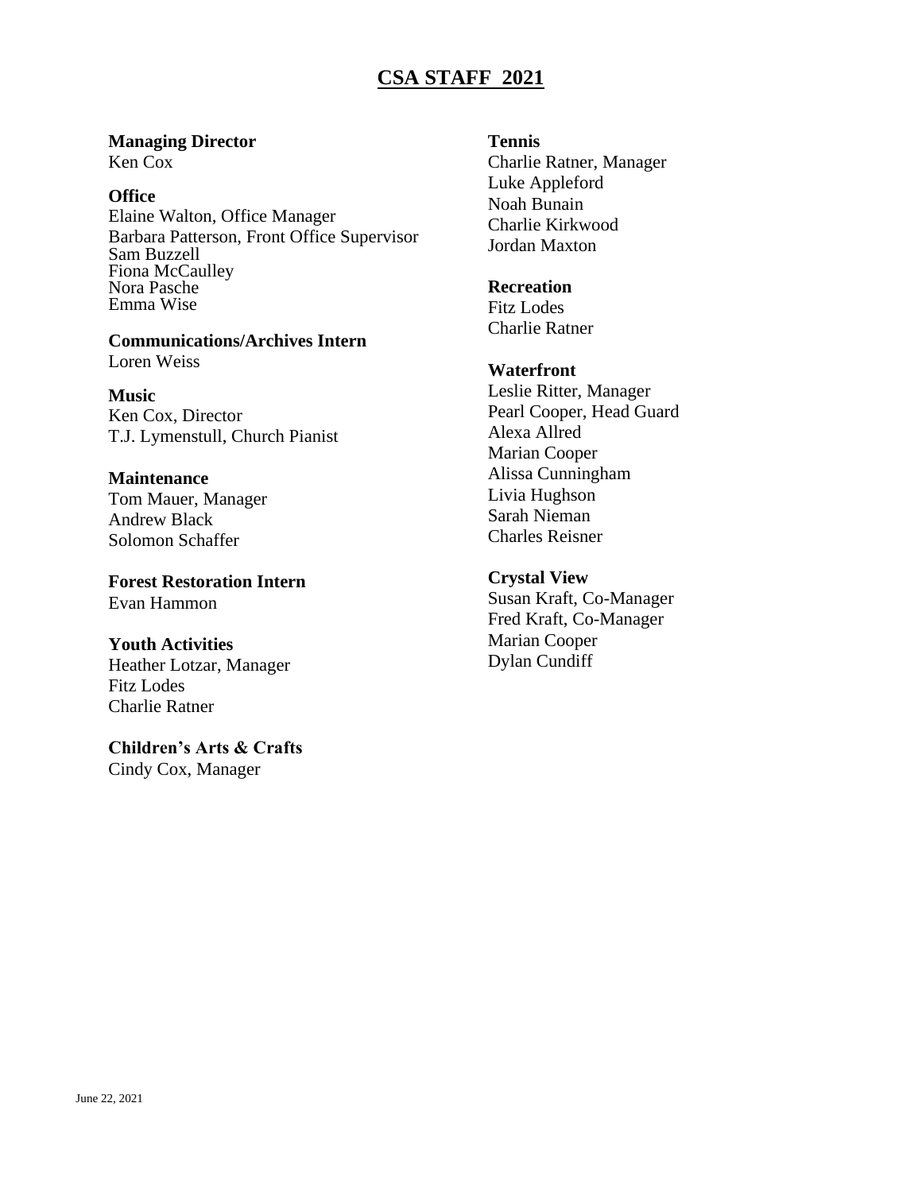# CSA STAFF 2021

**Managing Director**
Ken Cox

**Office**
Elaine Walton, Office Manager
Barbara Patterson, Front Office Supervisor
Sam Buzzell
Fiona McCaulley
Nora Pasche
Emma Wise

**Communications/Archives Intern**
Loren Weiss

**Music**
Ken Cox, Director
T.J. Lymenstull, Church Pianist

**Maintenance**
Tom Mauer, Manager
Andrew Black
Solomon Schaffer

**Forest Restoration Intern**
Evan Hammon

**Youth Activities**
Heather Lotzar, Manager
Fitz Lodes
Charlie Ratner

**Children's Arts & Crafts**
Cindy Cox, Manager

**Tennis**
Charlie Ratner, Manager
Luke Appleford
Noah Bunain
Charlie Kirkwood
Jordan Maxton

**Recreation**
Fitz Lodes
Charlie Ratner

**Waterfront**
Leslie Ritter, Manager
Pearl Cooper, Head Guard
Alexa Allred
Marian Cooper
Alissa Cunningham
Livia Hughson
Sarah Nieman
Charles Reisner

**Crystal View**
Susan Kraft, Co-Manager
Fred Kraft, Co-Manager
Marian Cooper
Dylan Cundiff

June 22, 2021